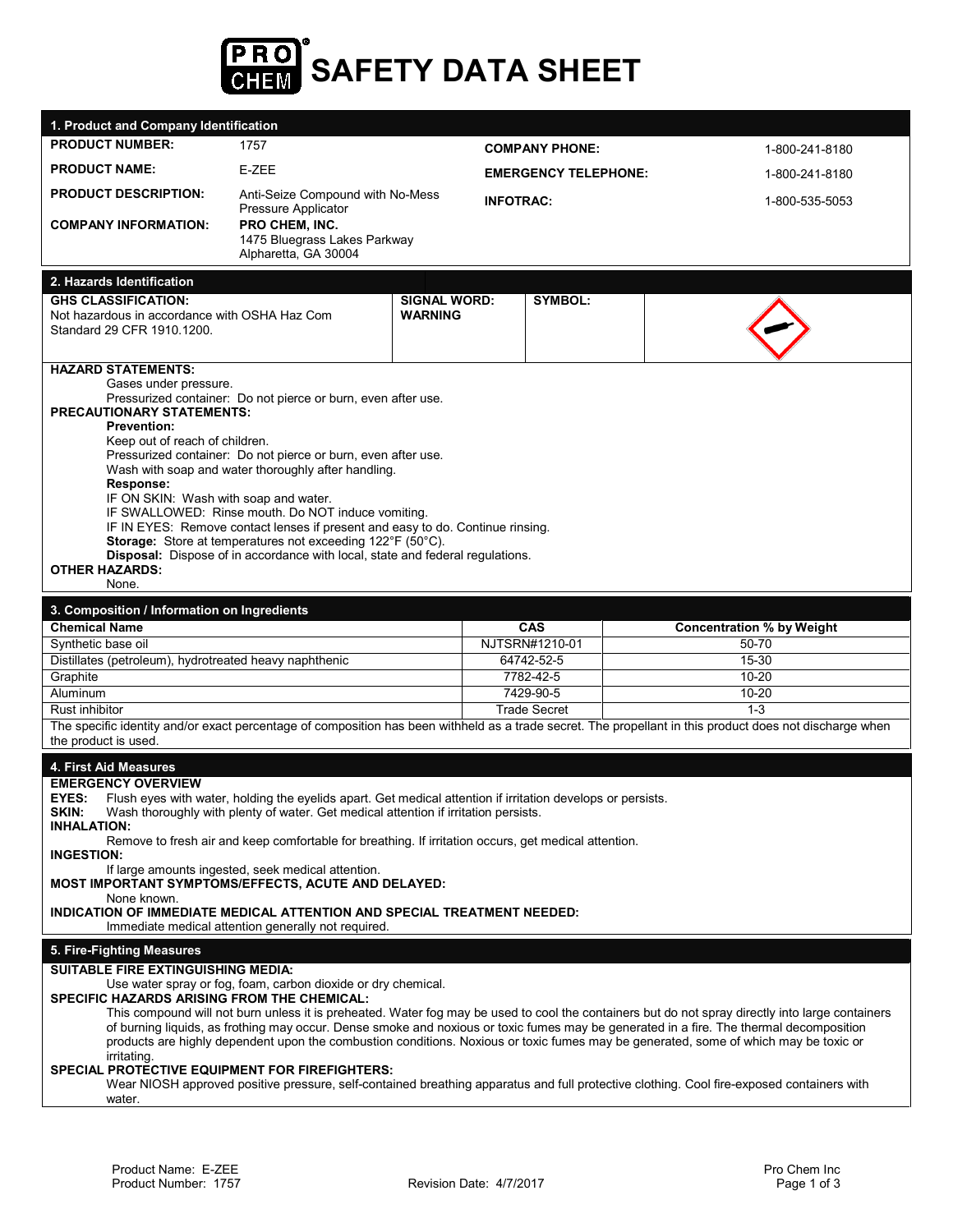# PRO CHEM® SAFETY DATA SHEET

## 1. Product and Company Identification

| | | | |
|---|---|---|---|
| **PRODUCT NUMBER:** | 1757 | **COMPANY PHONE:** | 1-800-241-8180 |
| **PRODUCT NAME:** | E-ZEE | **EMERGENCY TELEPHONE:** | 1-800-241-8180 |
| **PRODUCT DESCRIPTION:** | Anti-Seize Compound with No-Mess Pressure Applicator | **INFOTRAC:** | 1-800-535-5053 |
| **COMPANY INFORMATION:** | **PRO CHEM, INC.**<br>1475 Bluegrass Lakes Parkway<br>Alpharetta, GA 30004 | | |

## 2. Hazards Identification

| **GHS CLASSIFICATION:** | **SIGNAL WORD:** | **SYMBOL:** |
|---|---|---|
| Not hazardous in accordance with OSHA Haz Com Standard 29 CFR 1910.1200. | **WARNING** | |

**HAZARD STATEMENTS:**

Gases under pressure.
Pressurized container: Do not pierce or burn, even after use.

**PRECAUTIONARY STATEMENTS:**

**Prevention:**
Keep out of reach of children.
Pressurized container: Do not pierce or burn, even after use.
Wash with soap and water thoroughly after handling.

**Response:**
IF ON SKIN: Wash with soap and water.
IF SWALLOWED: Rinse mouth. Do NOT induce vomiting.
IF IN EYES: Remove contact lenses if present and easy to do. Continue rinsing.

**Storage:** Store at temperatures not exceeding 122°F (50°C).

**Disposal:** Dispose of in accordance with local, state and federal regulations.

**OTHER HAZARDS:**

None.

## 3. Composition / Information on Ingredients

| Chemical Name | CAS | Concentration % by Weight |
|---|---|---|
| Synthetic base oil | NJTSRN#1210-01 | 50-70 |
| Distillates (petroleum), hydrotreated heavy naphthenic | 64742-52-5 | 15-30 |
| Graphite | 7782-42-5 | 10-20 |
| Aluminum | 7429-90-5 | 10-20 |
| Rust inhibitor | Trade Secret | 1-3 |

The specific identity and/or exact percentage of composition has been withheld as a trade secret. The propellant in this product does not discharge when the product is used.

## 4. First Aid Measures

**EMERGENCY OVERVIEW**

**EYES:** Flush eyes with water, holding the eyelids apart. Get medical attention if irritation develops or persists.

**SKIN:** Wash thoroughly with plenty of water. Get medical attention if irritation persists.

**INHALATION:**

Remove to fresh air and keep comfortable for breathing. If irritation occurs, get medical attention.

**INGESTION:**

If large amounts ingested, seek medical attention.

**MOST IMPORTANT SYMPTOMS/EFFECTS, ACUTE AND DELAYED:**

None known.

**INDICATION OF IMMEDIATE MEDICAL ATTENTION AND SPECIAL TREATMENT NEEDED:**

Immediate medical attention generally not required.

## 5. Fire-Fighting Measures

**SUITABLE FIRE EXTINGUISHING MEDIA:**

Use water spray or fog, foam, carbon dioxide or dry chemical.

**SPECIFIC HAZARDS ARISING FROM THE CHEMICAL:**

This compound will not burn unless it is preheated. Water fog may be used to cool the containers but do not spray directly into large containers of burning liquids, as frothing may occur. Dense smoke and noxious or toxic fumes may be generated in a fire. The thermal decomposition products are highly dependent upon the combustion conditions. Noxious or toxic fumes may be generated, some of which may be toxic or irritating.

**SPECIAL PROTECTIVE EQUIPMENT FOR FIREFIGHTERS:**

Wear NIOSH approved positive pressure, self-contained breathing apparatus and full protective clothing. Cool fire-exposed containers with water.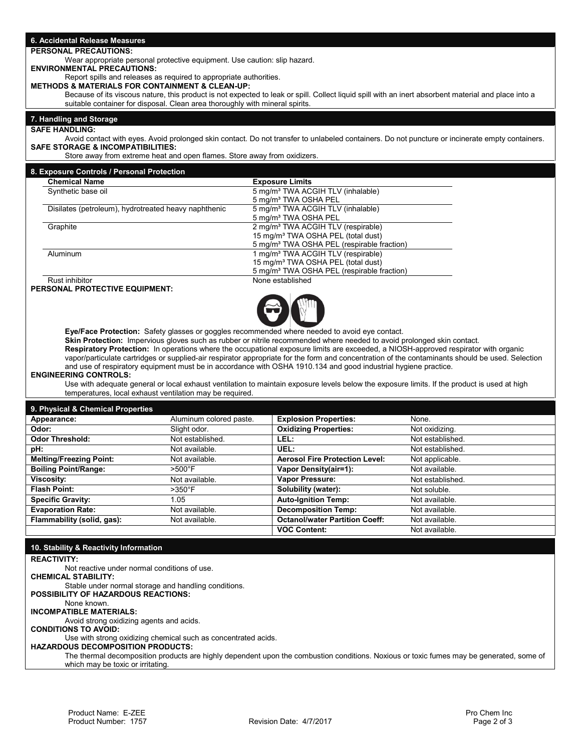## 6. Accidental Release Measures

**PERSONAL PRECAUTIONS:**

Wear appropriate personal protective equipment. Use caution: slip hazard.

**ENVIRONMENTAL PRECAUTIONS:**

Report spills and releases as required to appropriate authorities.

**METHODS & MATERIALS FOR CONTAINMENT & CLEAN-UP:**

Because of its viscous nature, this product is not expected to leak or spill. Collect liquid spill with an inert absorbent material and place into a suitable container for disposal. Clean area thoroughly with mineral spirits.

## 7. Handling and Storage

**SAFE HANDLING:**

Avoid contact with eyes. Avoid prolonged skin contact. Do not transfer to unlabeled containers. Do not puncture or incinerate empty containers.

**SAFE STORAGE & INCOMPATIBILITIES:**

Store away from extreme heat and open flames. Store away from oxidizers.

## 8. Exposure Controls / Personal Protection

| Chemical Name | Exposure Limits |
|---|---|
| Synthetic base oil | 5 mg/m³ TWA ACGIH TLV (inhalable)<br>5 mg/m³ TWA OSHA PEL |
| Disilates (petroleum), hydrotreated heavy naphthenic | 5 mg/m³ TWA ACGIH TLV (inhalable)<br>5 mg/m³ TWA OSHA PEL |
| Graphite | 2 mg/m³ TWA ACGIH TLV (respirable)<br>15 mg/m³ TWA OSHA PEL (total dust)<br>5 mg/m³ TWA OSHA PEL (respirable fraction) |
| Aluminum | 1 mg/m³ TWA ACGIH TLV (respirable)<br>15 mg/m³ TWA OSHA PEL (total dust)<br>5 mg/m³ TWA OSHA PEL (respirable fraction) |
| Rust inhibitor | None established |

**PERSONAL PROTECTIVE EQUIPMENT:**

**Eye/Face Protection:** Safety glasses or goggles recommended where needed to avoid eye contact.

**Skin Protection:** Impervious gloves such as rubber or nitrile recommended where needed to avoid prolonged skin contact.

**Respiratory Protection:** In operations where the occupational exposure limits are exceeded, a NIOSH-approved respirator with organic vapor/particulate cartridges or supplied-air respirator appropriate for the form and concentration of the contaminants should be used. Selection and use of respiratory equipment must be in accordance with OSHA 1910.134 and good industrial hygiene practice.

**ENGINEERING CONTROLS:**

Use with adequate general or local exhaust ventilation to maintain exposure levels below the exposure limits. If the product is used at high temperatures, local exhaust ventilation may be required.

## 9. Physical & Chemical Properties

| | | | |
|---|---|---|---|
| **Appearance:** | Aluminum colored paste. | **Explosion Properties:** | None. |
| **Odor:** | Slight odor. | **Oxidizing Properties:** | Not oxidizing. |
| **Odor Threshold:** | Not established. | **LEL:** | Not established. |
| **pH:** | Not available. | **UEL:** | Not established. |
| **Melting/Freezing Point:** | Not available. | **Aerosol Fire Protection Level:** | Not applicable. |
| **Boiling Point/Range:** | >500°F | **Vapor Density(air=1):** | Not available. |
| **Viscosity:** | Not available. | **Vapor Pressure:** | Not established. |
| **Flash Point:** | >350°F | **Solubility (water):** | Not soluble. |
| **Specific Gravity:** | 1.05 | **Auto-Ignition Temp:** | Not available. |
| **Evaporation Rate:** | Not available. | **Decomposition Temp:** | Not available. |
| **Flammability (solid, gas):** | Not available. | **Octanol/water Partition Coeff:** | Not available. |
| | | **VOC Content:** | Not available. |

## 10. Stability & Reactivity Information

**REACTIVITY:**

Not reactive under normal conditions of use.

**CHEMICAL STABILITY:**

Stable under normal storage and handling conditions.

**POSSIBILITY OF HAZARDOUS REACTIONS:**

None known.

**INCOMPATIBLE MATERIALS:**

Avoid strong oxidizing agents and acids.

**CONDITIONS TO AVOID:**

Use with strong oxidizing chemical such as concentrated acids.

**HAZARDOUS DECOMPOSITION PRODUCTS:**

The thermal decomposition products are highly dependent upon the combustion conditions. Noxious or toxic fumes may be generated, some of which may be toxic or irritating.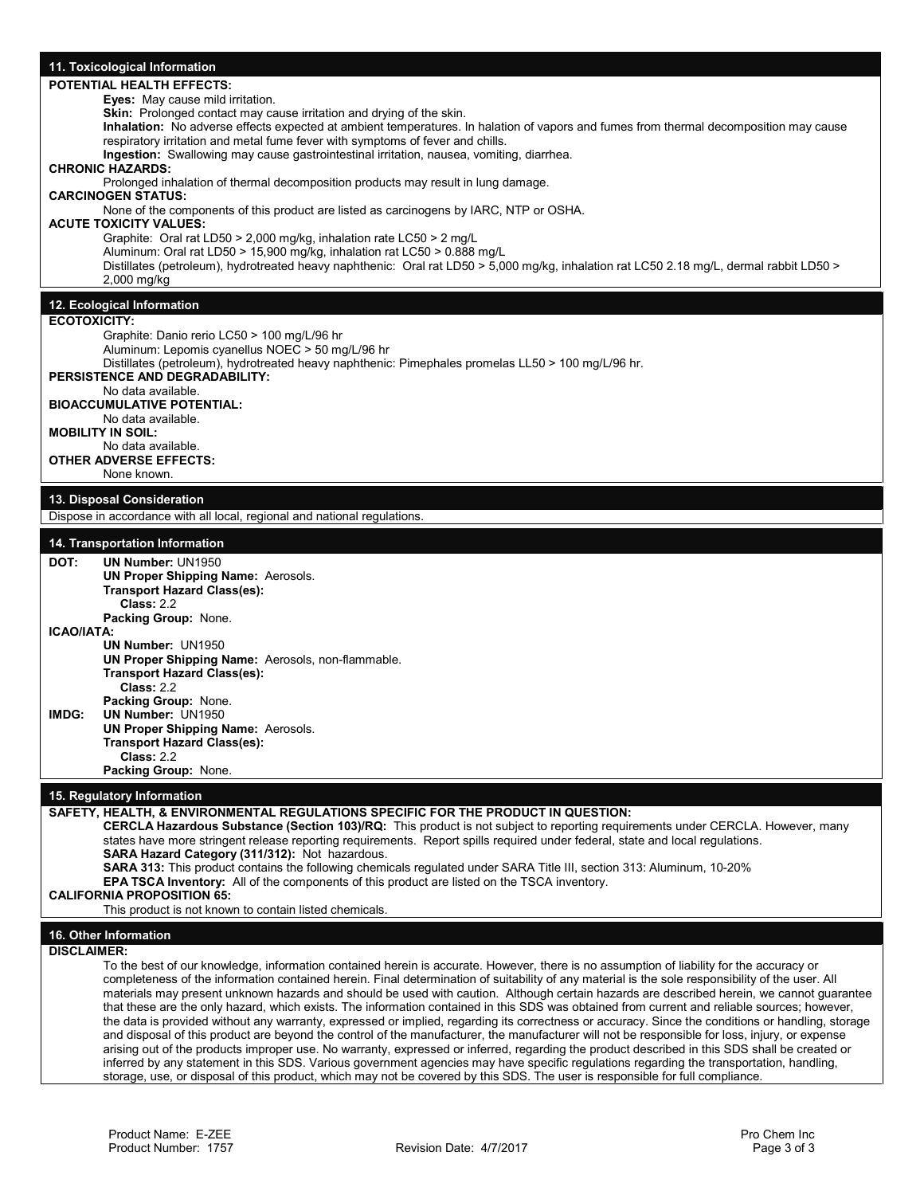## 11. Toxicological Information

**POTENTIAL HEALTH EFFECTS:**

**Eyes:** May cause mild irritation.
**Skin:** Prolonged contact may cause irritation and drying of the skin.
**Inhalation:** No adverse effects expected at ambient temperatures. In halation of vapors and fumes from thermal decomposition may cause respiratory irritation and metal fume fever with symptoms of fever and chills.
**Ingestion:** Swallowing may cause gastrointestinal irritation, nausea, vomiting, diarrhea.

**CHRONIC HAZARDS:**

Prolonged inhalation of thermal decomposition products may result in lung damage.

**CARCINOGEN STATUS:**

None of the components of this product are listed as carcinogens by IARC, NTP or OSHA.

**ACUTE TOXICITY VALUES:**

Graphite: Oral rat LD50 > 2,000 mg/kg, inhalation rate LC50 > 2 mg/L
Aluminum: Oral rat LD50 > 15,900 mg/kg, inhalation rat LC50 > 0.888 mg/L
Distillates (petroleum), hydrotreated heavy naphthenic: Oral rat LD50 > 5,000 mg/kg, inhalation rat LC50 2.18 mg/L, dermal rabbit LD50 > 2,000 mg/kg

## 12. Ecological Information

**ECOTOXICITY:**

Graphite: Danio rerio LC50 > 100 mg/L/96 hr
Aluminum: Lepomis cyanellus NOEC > 50 mg/L/96 hr
Distillates (petroleum), hydrotreated heavy naphthenic: Pimephales promelas LL50 > 100 mg/L/96 hr.

**PERSISTENCE AND DEGRADABILITY:**

No data available.

**BIOACCUMULATIVE POTENTIAL:**

No data available.

**MOBILITY IN SOIL:**

No data available.

**OTHER ADVERSE EFFECTS:**

None known.

## 13. Disposal Consideration

Dispose in accordance with all local, regional and national regulations.

## 14. Transportation Information

**DOT:**
**UN Number:** UN1950
**UN Proper Shipping Name:** Aerosols.
**Transport Hazard Class(es):**
**Class:** 2.2
**Packing Group:** None.

**ICAO/IATA:**
**UN Number:** UN1950
**UN Proper Shipping Name:** Aerosols, non-flammable.
**Transport Hazard Class(es):**
**Class:** 2.2
**Packing Group:** None.

**IMDG:**
**UN Number:** UN1950
**UN Proper Shipping Name:** Aerosols.
**Transport Hazard Class(es):**
**Class:** 2.2
**Packing Group:** None.

## 15. Regulatory Information

**SAFETY, HEALTH, & ENVIRONMENTAL REGULATIONS SPECIFIC FOR THE PRODUCT IN QUESTION:**

**CERCLA Hazardous Substance (Section 103)/RQ:** This product is not subject to reporting requirements under CERCLA. However, many states have more stringent release reporting requirements. Report spills required under federal, state and local regulations.
**SARA Hazard Category (311/312):** Not hazardous.
**SARA 313:** This product contains the following chemicals regulated under SARA Title III, section 313: Aluminum, 10-20%
**EPA TSCA Inventory:** All of the components of this product are listed on the TSCA inventory.

**CALIFORNIA PROPOSITION 65:**

This product is not known to contain listed chemicals.

## 16. Other Information

**DISCLAIMER:**

To the best of our knowledge, information contained herein is accurate. However, there is no assumption of liability for the accuracy or completeness of the information contained herein. Final determination of suitability of any material is the sole responsibility of the user. All materials may present unknown hazards and should be used with caution. Although certain hazards are described herein, we cannot guarantee that these are the only hazard, which exists. The information contained in this SDS was obtained from current and reliable sources; however, the data is provided without any warranty, expressed or implied, regarding its correctness or accuracy. Since the conditions or handling, storage and disposal of this product are beyond the control of the manufacturer, the manufacturer will not be responsible for loss, injury, or expense arising out of the products improper use. No warranty, expressed or inferred, regarding the product described in this SDS shall be created or inferred by any statement in this SDS. Various government agencies may have specific regulations regarding the transportation, handling, storage, use, or disposal of this product, which may not be covered by this SDS. The user is responsible for full compliance.

Product Name: E-ZEE
Product Number: 1757
Revision Date: 4/7/2017
Pro Chem Inc